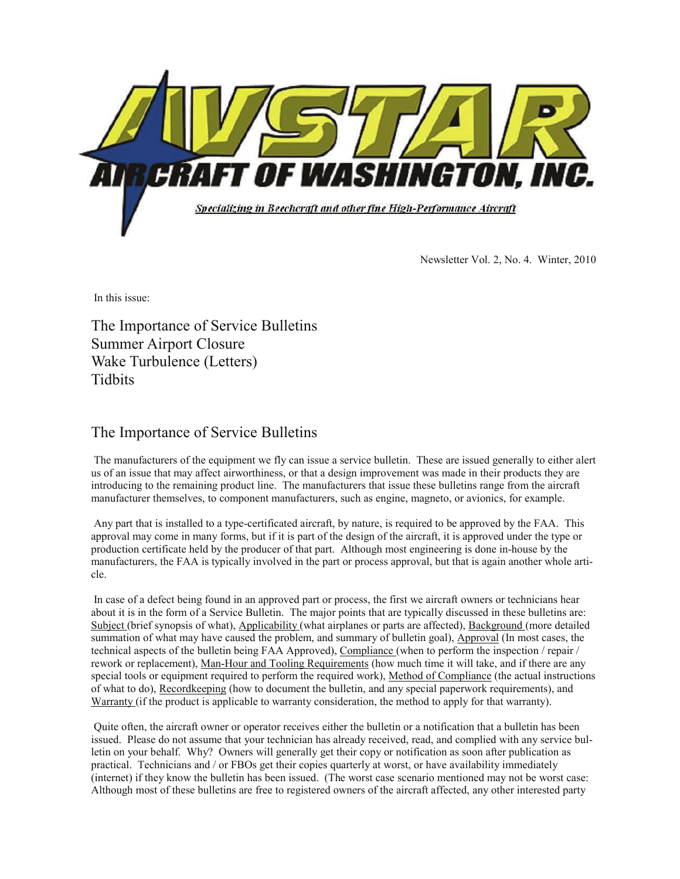# AVSTAR AIRCRAFT OF WASHINGTON, INC.

*Specializing in Beechcraft and other fine High-Performance Aircraft*

Newsletter Vol. 2, No. 4. Winter, 2010

In this issue:

The Importance of Service Bulletins
Summer Airport Closure
Wake Turbulence (Letters)
Tidbits

## The Importance of Service Bulletins

The manufacturers of the equipment we fly can issue a service bulletin. These are issued generally to either alert us of an issue that may affect airworthiness, or that a design improvement was made in their products they are introducing to the remaining product line. The manufacturers that issue these bulletins range from the aircraft manufacturer themselves, to component manufacturers, such as engine, magneto, or avionics, for example.

Any part that is installed to a type-certificated aircraft, by nature, is required to be approved by the FAA. This approval may come in many forms, but if it is part of the design of the aircraft, it is approved under the type or production certificate held by the producer of that part. Although most engineering is done in-house by the manufacturers, the FAA is typically involved in the part or process approval, but that is again another whole article.

In case of a defect being found in an approved part or process, the first we aircraft owners or technicians hear about it is in the form of a Service Bulletin. The major points that are typically discussed in these bulletins are: Subject (brief synopsis of what), Applicability (what airplanes or parts are affected), Background (more detailed summation of what may have caused the problem, and summary of bulletin goal), Approval (In most cases, the technical aspects of the bulletin being FAA Approved), Compliance (when to perform the inspection / repair / rework or replacement), Man-Hour and Tooling Requirements (how much time it will take, and if there are any special tools or equipment required to perform the required work), Method of Compliance (the actual instructions of what to do), Recordkeeping (how to document the bulletin, and any special paperwork requirements), and Warranty (if the product is applicable to warranty consideration, the method to apply for that warranty).

Quite often, the aircraft owner or operator receives either the bulletin or a notification that a bulletin has been issued. Please do not assume that your technician has already received, read, and complied with any service bulletin on your behalf. Why? Owners will generally get their copy or notification as soon after publication as practical. Technicians and / or FBOs get their copies quarterly at worst, or have availability immediately (internet) if they know the bulletin has been issued. (The worst case scenario mentioned may not be worst case: Although most of these bulletins are free to registered owners of the aircraft affected, any other interested party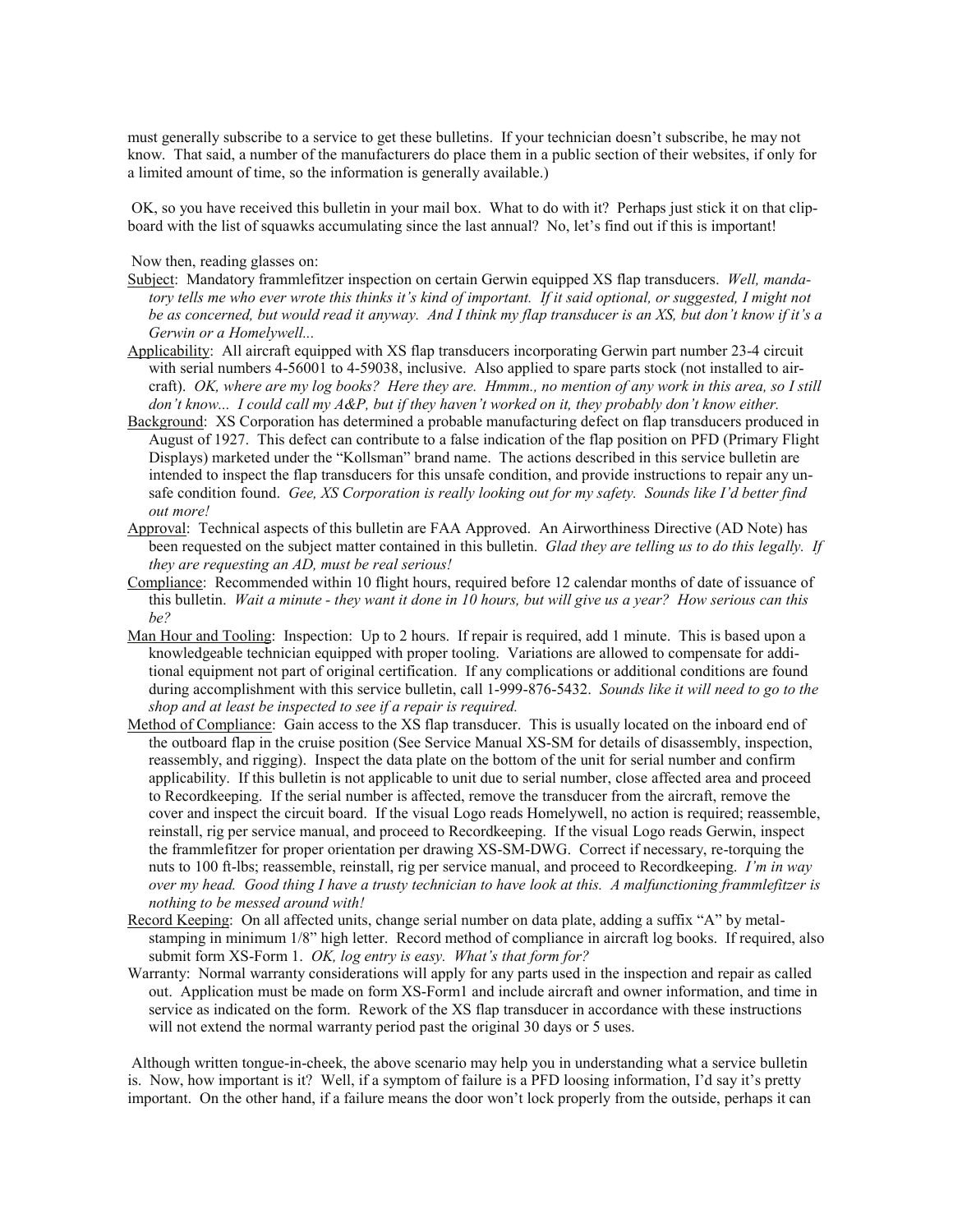must generally subscribe to a service to get these bulletins. If your technician doesn't subscribe, he may not know. That said, a number of the manufacturers do place them in a public section of their websites, if only for a limited amount of time, so the information is generally available.)

OK, so you have received this bulletin in your mail box. What to do with it? Perhaps just stick it on that clipboard with the list of squawks accumulating since the last annual? No, let's find out if this is important!

Now then, reading glasses on:

<u>Subject</u>: Mandatory frammlefitzer inspection on certain Gerwin equipped XS flap transducers. *Well, mandatory tells me who ever wrote this thinks it's kind of important. If it said optional, or suggested, I might not be as concerned, but would read it anyway. And I think my flap transducer is an XS, but don't know if it's a Gerwin or a Homelywell...*

<u>Applicability</u>: All aircraft equipped with XS flap transducers incorporating Gerwin part number 23-4 circuit with serial numbers 4-56001 to 4-59038, inclusive. Also applied to spare parts stock (not installed to aircraft). *OK, where are my log books? Here they are. Hmmm., no mention of any work in this area, so I still don't know... I could call my A&P, but if they haven't worked on it, they probably don't know either.*

<u>Background</u>: XS Corporation has determined a probable manufacturing defect on flap transducers produced in August of 1927. This defect can contribute to a false indication of the flap position on PFD (Primary Flight Displays) marketed under the "Kollsman" brand name. The actions described in this service bulletin are intended to inspect the flap transducers for this unsafe condition, and provide instructions to repair any unsafe condition found. *Gee, XS Corporation is really looking out for my safety. Sounds like I'd better find out more!*

<u>Approval</u>: Technical aspects of this bulletin are FAA Approved. An Airworthiness Directive (AD Note) has been requested on the subject matter contained in this bulletin. *Glad they are telling us to do this legally. If they are requesting an AD, must be real serious!*

<u>Compliance</u>: Recommended within 10 flight hours, required before 12 calendar months of date of issuance of this bulletin. *Wait a minute - they want it done in 10 hours, but will give us a year? How serious can this be?*

<u>Man Hour and Tooling</u>: Inspection: Up to 2 hours. If repair is required, add 1 minute. This is based upon a knowledgeable technician equipped with proper tooling. Variations are allowed to compensate for additional equipment not part of original certification. If any complications or additional conditions are found during accomplishment with this service bulletin, call 1-999-876-5432. *Sounds like it will need to go to the shop and at least be inspected to see if a repair is required.*

<u>Method of Compliance</u>: Gain access to the XS flap transducer. This is usually located on the inboard end of the outboard flap in the cruise position (See Service Manual XS-SM for details of disassembly, inspection, reassembly, and rigging). Inspect the data plate on the bottom of the unit for serial number and confirm applicability. If this bulletin is not applicable to unit due to serial number, close affected area and proceed to Recordkeeping. If the serial number is affected, remove the transducer from the aircraft, remove the cover and inspect the circuit board. If the visual Logo reads Homelywell, no action is required; reassemble, reinstall, rig per service manual, and proceed to Recordkeeping. If the visual Logo reads Gerwin, inspect the frammlefitzer for proper orientation per drawing XS-SM-DWG. Correct if necessary, re-torquing the nuts to 100 ft-lbs; reassemble, reinstall, rig per service manual, and proceed to Recordkeeping. *I'm in way over my head. Good thing I have a trusty technician to have look at this. A malfunctioning frammlefitzer is nothing to be messed around with!*

<u>Record Keeping</u>: On all affected units, change serial number on data plate, adding a suffix "A" by metal-stamping in minimum 1/8" high letter. Record method of compliance in aircraft log books. If required, also submit form XS-Form 1. *OK, log entry is easy. What's that form for?*

Warranty: Normal warranty considerations will apply for any parts used in the inspection and repair as called out. Application must be made on form XS-Form1 and include aircraft and owner information, and time in service as indicated on the form. Rework of the XS flap transducer in accordance with these instructions will not extend the normal warranty period past the original 30 days or 5 uses.

Although written tongue-in-cheek, the above scenario may help you in understanding what a service bulletin is. Now, how important is it? Well, if a symptom of failure is a PFD loosing information, I'd say it's pretty important. On the other hand, if a failure means the door won't lock properly from the outside, perhaps it can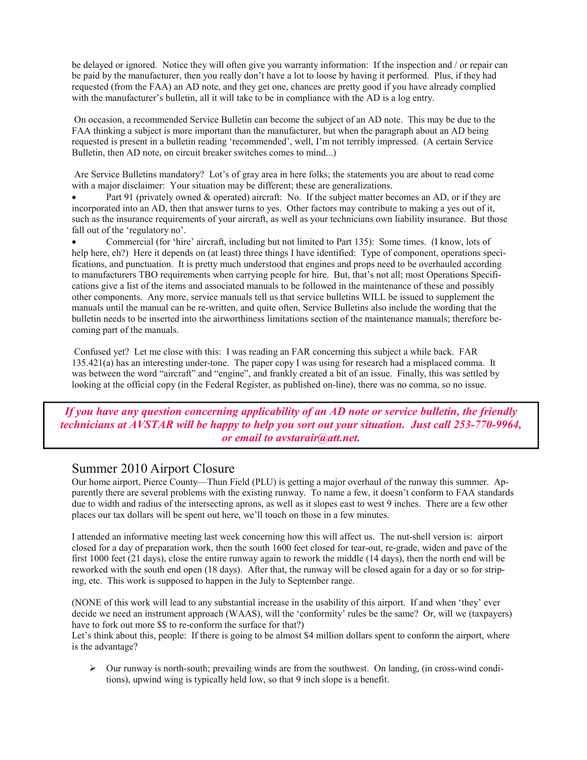be delayed or ignored. Notice they will often give you warranty information: If the inspection and / or repair can be paid by the manufacturer, then you really don't have a lot to loose by having it performed. Plus, if they had requested (from the FAA) an AD note, and they get one, chances are pretty good if you have already complied with the manufacturer's bulletin, all it will take to be in compliance with the AD is a log entry.

On occasion, a recommended Service Bulletin can become the subject of an AD note. This may be due to the FAA thinking a subject is more important than the manufacturer, but when the paragraph about an AD being requested is present in a bulletin reading 'recommended', well, I'm not terribly impressed. (A certain Service Bulletin, then AD note, on circuit breaker switches comes to mind...)

Are Service Bulletins mandatory? Lot's of gray area in here folks; the statements you are about to read come with a major disclaimer: Your situation may be different; these are generalizations.

- Part 91 (privately owned & operated) aircraft: No. If the subject matter becomes an AD, or if they are incorporated into an AD, then that answer turns to yes. Other factors may contribute to making a yes out of it, such as the insurance requirements of your aircraft, as well as your technicians own liability insurance. But those fall out of the 'regulatory no'.
- Commercial (for 'hire' aircraft, including but not limited to Part 135): Some times. (I know, lots of help here, eh?) Here it depends on (at least) three things I have identified: Type of component, operations specifications, and punctuation. It is pretty much understood that engines and props need to be overhauled according to manufacturers TBO requirements when carrying people for hire. But, that's not all; most Operations Specifications give a list of the items and associated manuals to be followed in the maintenance of these and possibly other components. Any more, service manuals tell us that service bulletins WILL be issued to supplement the manuals until the manual can be re-written, and quite often, Service Bulletins also include the wording that the bulletin needs to be inserted into the airworthiness limitations section of the maintenance manuals; therefore becoming part of the manuals.

Confused yet? Let me close with this: I was reading an FAR concerning this subject a while back. FAR 135.421(a) has an interesting under-tone. The paper copy I was using for research had a misplaced comma. It was between the word "aircraft" and "engine", and frankly created a bit of an issue. Finally, this was settled by looking at the official copy (in the Federal Register, as published on-line), there was no comma, so no issue.

***If you have any question concerning applicability of an AD note or service bulletin, the friendly technicians at AVSTAR will be happy to help you sort out your situation. Just call 253-770-9964, or email to avstarair@att.net.***

## Summer 2010 Airport Closure

Our home airport, Pierce County—Thun Field (PLU) is getting a major overhaul of the runway this summer. Apparently there are several problems with the existing runway. To name a few, it doesn't conform to FAA standards due to width and radius of the intersecting aprons, as well as it slopes east to west 9 inches. There are a few other places our tax dollars will be spent out here, we'll touch on those in a few minutes.

I attended an informative meeting last week concerning how this will affect us. The nut-shell version is: airport closed for a day of preparation work, then the south 1600 feet closed for tear-out, re-grade, widen and pave of the first 1000 feet (21 days), close the entire runway again to rework the middle (14 days), then the north end will be reworked with the south end open (18 days). After that, the runway will be closed again for a day or so for striping, etc. This work is supposed to happen in the July to September range.

(NONE of this work will lead to any substantial increase in the usability of this airport. If and when 'they' ever decide we need an instrument approach (WAAS), will the 'conformity' rules be the same? Or, will we (taxpayers) have to fork out more $$ to re-conform the surface for that?)

Let's think about this, people: If there is going to be almost $4 million dollars spent to conform the airport, where is the advantage?

- Our runway is north-south; prevailing winds are from the southwest. On landing, (in cross-wind conditions), upwind wing is typically held low, so that 9 inch slope is a benefit.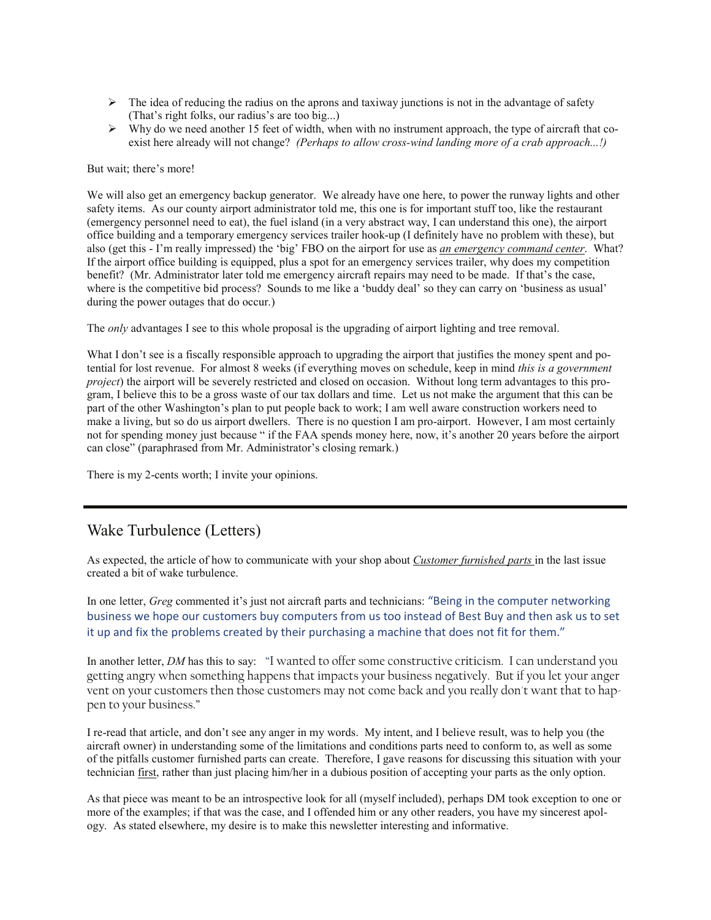- The idea of reducing the radius on the aprons and taxiway junctions is not in the advantage of safety (That's right folks, our radius's are too big...)
- Why do we need another 15 feet of width, when with no instrument approach, the type of aircraft that co-exist here already will not change? *(Perhaps to allow cross-wind landing more of a crab approach...!)*

But wait; there's more!

We will also get an emergency backup generator. We already have one here, to power the runway lights and other safety items. As our county airport administrator told me, this one is for important stuff too, like the restaurant (emergency personnel need to eat), the fuel island (in a very abstract way, I can understand this one), the airport office building and a temporary emergency services trailer hook-up (I definitely have no problem with these), but also (get this - I'm really impressed) the 'big' FBO on the airport for use as ***an emergency command center***. What? If the airport office building is equipped, plus a spot for an emergency services trailer, why does my competition benefit? (Mr. Administrator later told me emergency aircraft repairs may need to be made. If that's the case, where is the competitive bid process? Sounds to me like a 'buddy deal' so they can carry on 'business as usual' during the power outages that do occur.)

The *only* advantages I see to this whole proposal is the upgrading of airport lighting and tree removal.

What I don't see is a fiscally responsible approach to upgrading the airport that justifies the money spent and potential for lost revenue. For almost 8 weeks (if everything moves on schedule, keep in mind *this is a government project*) the airport will be severely restricted and closed on occasion. Without long term advantages to this program, I believe this to be a gross waste of our tax dollars and time. Let us not make the argument that this can be part of the other Washington's plan to put people back to work; I am well aware construction workers need to make a living, but so do us airport dwellers. There is no question I am pro-airport. However, I am most certainly not for spending money just because " if the FAA spends money here, now, it's another 20 years before the airport can close" (paraphrased from Mr. Administrator's closing remark.)

There is my 2-cents worth; I invite your opinions.

---

## Wake Turbulence (Letters)

As expected, the article of how to communicate with your shop about ***Customer furnished parts*** in the last issue created a bit of wake turbulence.

In one letter, *Greg* commented it's just not aircraft parts and technicians: "Being in the computer networking business we hope our customers buy computers from us too instead of Best Buy and then ask us to set it up and fix the problems created by their purchasing a machine that does not fit for them."

In another letter, *DM* has this to say: "I wanted to offer some constructive criticism. I can understand you getting angry when something happens that impacts your business negatively. But if you let your anger vent on your customers then those customers may not come back and you really don't want that to happen to your business."

I re-read that article, and don't see any anger in my words. My intent, and I believe result, was to help you (the aircraft owner) in understanding some of the limitations and conditions parts need to conform to, as well as some of the pitfalls customer furnished parts can create. Therefore, I gave reasons for discussing this situation with your technician first, rather than just placing him/her in a dubious position of accepting your parts as the only option.

As that piece was meant to be an introspective look for all (myself included), perhaps DM took exception to one or more of the examples; if that was the case, and I offended him or any other readers, you have my sincerest apology. As stated elsewhere, my desire is to make this newsletter interesting and informative.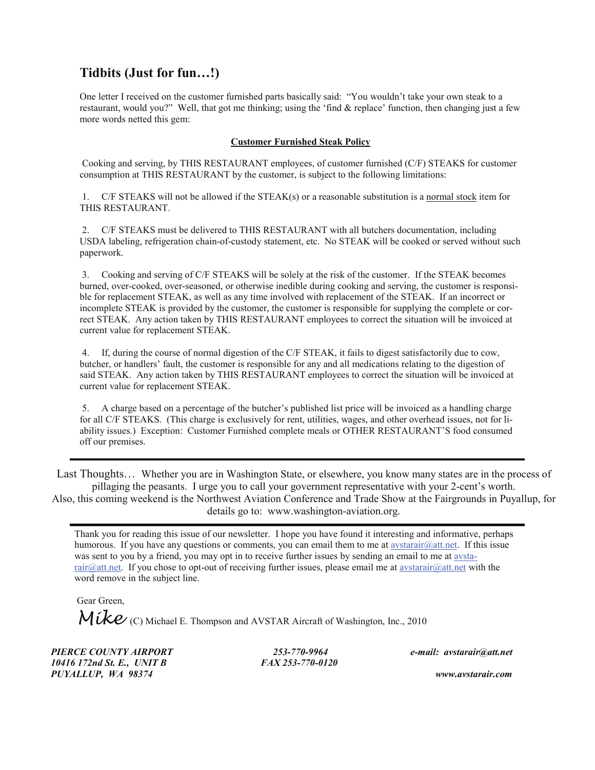## Tidbits (Just for fun…!)

One letter I received on the customer furnished parts basically said: "You wouldn't take your own steak to a restaurant, would you?" Well, that got me thinking; using the 'find & replace' function, then changing just a few more words netted this gem:

**Customer Furnished Steak Policy**

Cooking and serving, by THIS RESTAURANT employees, of customer furnished (C/F) STEAKS for customer consumption at THIS RESTAURANT by the customer, is subject to the following limitations:

1. C/F STEAKS will not be allowed if the STEAK(s) or a reasonable substitution is a normal stock item for THIS RESTAURANT.

2. C/F STEAKS must be delivered to THIS RESTAURANT with all butchers documentation, including USDA labeling, refrigeration chain-of-custody statement, etc. No STEAK will be cooked or served without such paperwork.

3. Cooking and serving of C/F STEAKS will be solely at the risk of the customer. If the STEAK becomes burned, over-cooked, over-seasoned, or otherwise inedible during cooking and serving, the customer is responsible for replacement STEAK, as well as any time involved with replacement of the STEAK. If an incorrect or incomplete STEAK is provided by the customer, the customer is responsible for supplying the complete or correct STEAK. Any action taken by THIS RESTAURANT employees to correct the situation will be invoiced at current value for replacement STEAK.

4. If, during the course of normal digestion of the C/F STEAK, it fails to digest satisfactorily due to cow, butcher, or handlers' fault, the customer is responsible for any and all medications relating to the digestion of said STEAK. Any action taken by THIS RESTAURANT employees to correct the situation will be invoiced at current value for replacement STEAK.

5. A charge based on a percentage of the butcher's published list price will be invoiced as a handling charge for all C/F STEAKS. (This charge is exclusively for rent, utilities, wages, and other overhead issues, not for liability issues.) Exception: Customer Furnished complete meals or OTHER RESTAURANT'S food consumed off our premises.

---

Last Thoughts… Whether you are in Washington State, or elsewhere, you know many states are in the process of pillaging the peasants. I urge you to call your government representative with your 2-cent's worth. Also, this coming weekend is the Northwest Aviation Conference and Trade Show at the Fairgrounds in Puyallup, for details go to: www.washington-aviation.org.

---

Thank you for reading this issue of our newsletter. I hope you have found it interesting and informative, perhaps humorous. If you have any questions or comments, you can email them to me at avstarair@att.net. If this issue was sent to you by a friend, you may opt in to receive further issues by sending an email to me at avstarair@att.net. If you chose to opt-out of receiving further issues, please email me at avstarair@att.net with the word remove in the subject line.

Gear Green,

Mike (C) Michael E. Thompson and AVSTAR Aircraft of Washington, Inc., 2010

*PIERCE COUNTY AIRPORT*
*10416 172nd St. E., UNIT B*
*PUYALLUP, WA 98374*

*253-770-9964*
*FAX 253-770-0120*

*e-mail: avstarair@att.net*
*www.avstarair.com*